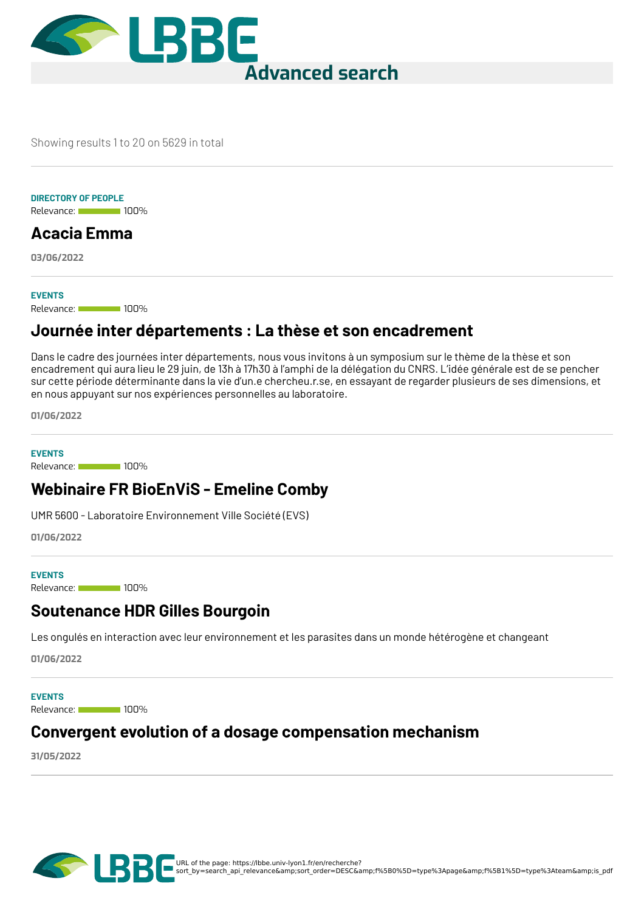# Advanced search

Showing results 1 to 20 on 5629 in total

---

**DIRECTORY OF PEOPLE**

Relevance: 100%

## Acacia Emma

**03/06/2022**

---

**EVENTS**

Relevance: 100%

## Journée inter départements : La thèse et son encadrement

Dans le cadre des journées inter départements, nous vous invitons à un symposium sur le thème de la thèse et son encadrement qui aura lieu le 29 juin, de 13h à 17h30 à l'amphi de la délégation du CNRS. L'idée générale est de se pencher sur cette période déterminante dans la vie d'un.e chercheu.r.se, en essayant de regarder plusieurs de ses dimensions, et en nous appuyant sur nos expériences personnelles au laboratoire.

**01/06/2022**

---

**EVENTS**

Relevance: 100%

## Webinaire FR BioEnViS - Emeline Comby

UMR 5600 - Laboratoire Environnement Ville Société (EVS)

**01/06/2022**

---

**EVENTS**

Relevance: 100%

## Soutenance HDR Gilles Bourgoin

Les ongulés en interaction avec leur environnement et les parasites dans un monde hétérogène et changeant

**01/06/2022**

---

**EVENTS**

Relevance: 100%

## Convergent evolution of a dosage compensation mechanism

**31/05/2022**

---

URL of the page: https://lbbe.univ-lyon1.fr/en/recherche?sort_by=search_api_relevance&amp;sort_order=DESC&amp;f%5B0%5D=type%3Apage&amp;f%5B1%5D=type%3Ateam&amp;is_pdf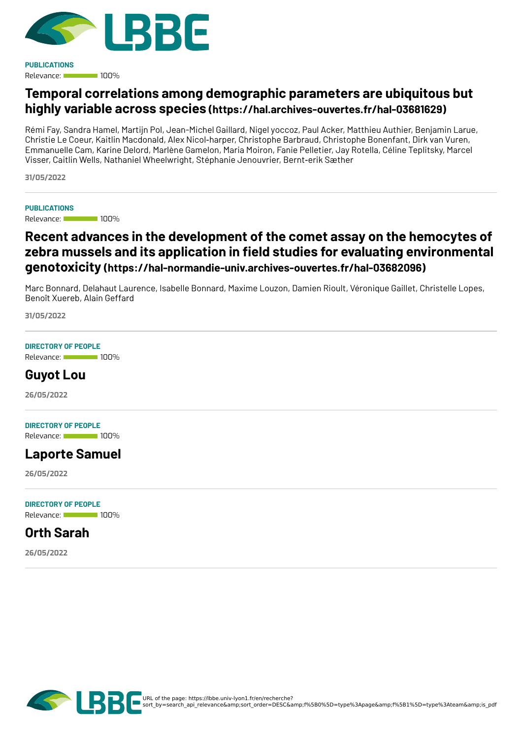**PUBLICATIONS**

Relevance: 100%

## Temporal correlations among demographic parameters are ubiquitous but highly variable across species (https://hal.archives-ouvertes.fr/hal-03681629)

Rémi Fay, Sandra Hamel, Martijn Pol, Jean-Michel Gaillard, Nigel yoccoz, Paul Acker, Matthieu Authier, Benjamin Larue, Christie Le Coeur, Kaitlin Macdonald, Alex Nicol-harper, Christophe Barbraud, Christophe Bonenfant, Dirk van Vuren, Emmanuelle Cam, Karine Delord, Marlène Gamelon, Maria Moiron, Fanie Pelletier, Jay Rotella, Céline Teplitsky, Marcel Visser, Caitlin Wells, Nathaniel Wheelwright, Stéphanie Jenouvrier, Bernt-erik Sæther

**31/05/2022**

---

**PUBLICATIONS**

Relevance: 100%

## Recent advances in the development of the comet assay on the hemocytes of zebra mussels and its application in field studies for evaluating environmental genotoxicity (https://hal-normandie-univ.archives-ouvertes.fr/hal-03682096)

Marc Bonnard, Delahaut Laurence, Isabelle Bonnard, Maxime Louzon, Damien Rioult, Véronique Gaillet, Christelle Lopes, Benoît Xuereb, Alain Geffard

**31/05/2022**

---

**DIRECTORY OF PEOPLE**

Relevance: 100%

## Guyot Lou

**26/05/2022**

---

**DIRECTORY OF PEOPLE**

Relevance: 100%

## Laporte Samuel

**26/05/2022**

---

**DIRECTORY OF PEOPLE**

Relevance: 100%

## Orth Sarah

**26/05/2022**

---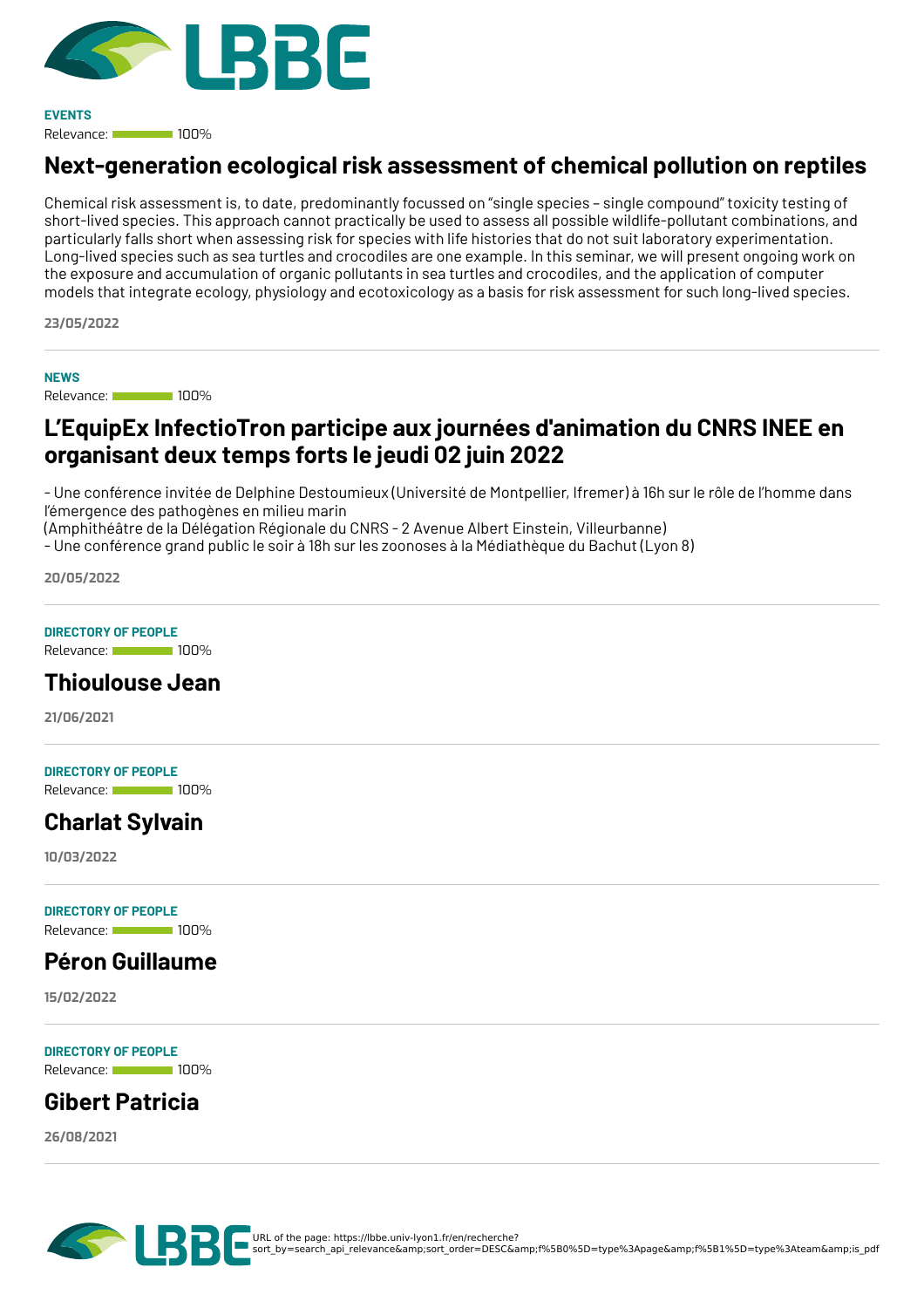**EVENTS**

Relevance: 100%

## Next-generation ecological risk assessment of chemical pollution on reptiles

Chemical risk assessment is, to date, predominantly focussed on "single species – single compound" toxicity testing of short-lived species. This approach cannot practically be used to assess all possible wildlife-pollutant combinations, and particularly falls short when assessing risk for species with life histories that do not suit laboratory experimentation. Long-lived species such as sea turtles and crocodiles are one example. In this seminar, we will present ongoing work on the exposure and accumulation of organic pollutants in sea turtles and crocodiles, and the application of computer models that integrate ecology, physiology and ecotoxicology as a basis for risk assessment for such long-lived species.

**23/05/2022**

---

**NEWS**

Relevance: 100%

## L'EquipEx InfectioTron participe aux journées d'animation du CNRS INEE en organisant deux temps forts le jeudi 02 juin 2022

- Une conférence invitée de Delphine Destoumieux (Université de Montpellier, Ifremer) à 16h sur le rôle de l'homme dans l'émergence des pathogènes en milieu marin
(Amphithéâtre de la Délégation Régionale du CNRS - 2 Avenue Albert Einstein, Villeurbanne)
- Une conférence grand public le soir à 18h sur les zoonoses à la Médiathèque du Bachut (Lyon 8)

**20/05/2022**

---

**DIRECTORY OF PEOPLE**

Relevance: 100%

## Thioulouse Jean

**21/06/2021**

---

**DIRECTORY OF PEOPLE**

Relevance: 100%

## Charlat Sylvain

**10/03/2022**

---

**DIRECTORY OF PEOPLE**

Relevance: 100%

## Péron Guillaume

**15/02/2022**

---

**DIRECTORY OF PEOPLE**

Relevance: 100%

## Gibert Patricia

**26/08/2021**

---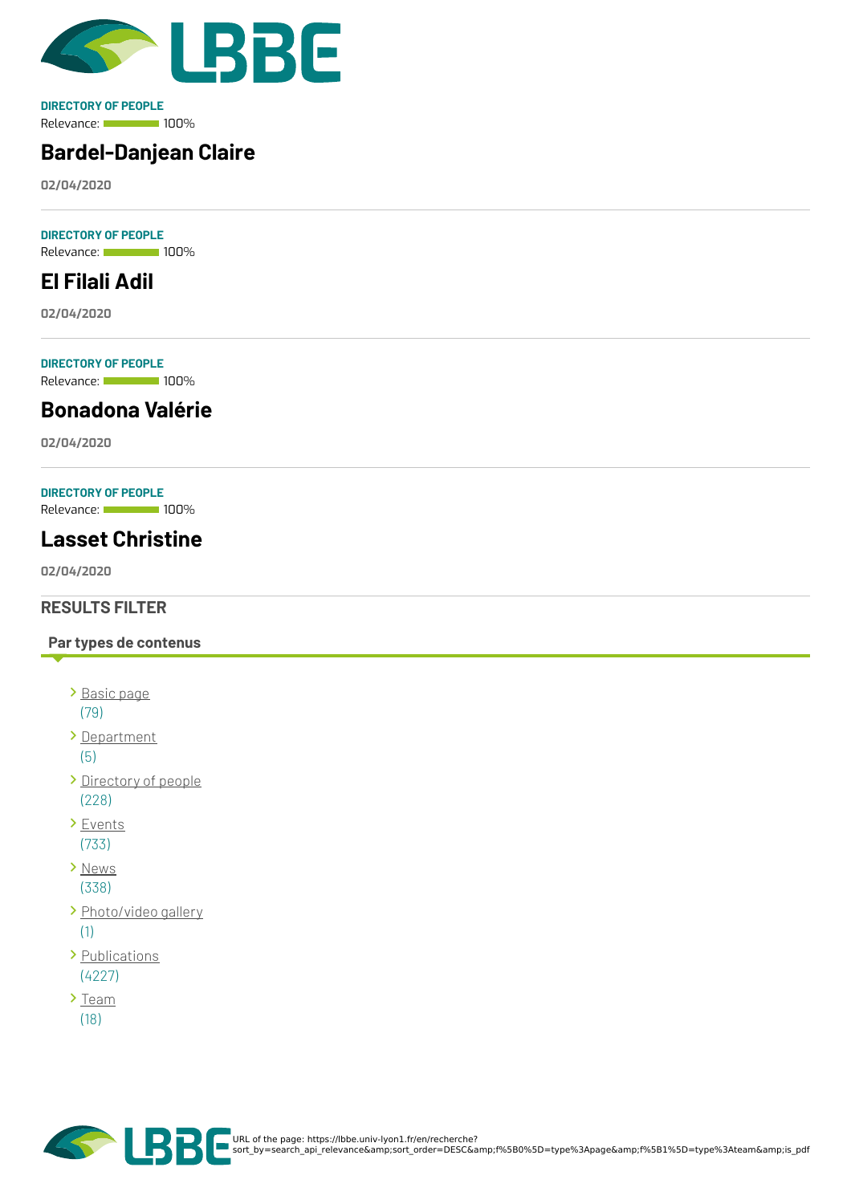DIRECTORY OF PEOPLE

Relevance: 100%

## Bardel-Danjean Claire

**02/04/2020**

---

DIRECTORY OF PEOPLE

Relevance: 100%

## El Filali Adil

**02/04/2020**

---

DIRECTORY OF PEOPLE

Relevance: 100%

## Bonadona Valérie

**02/04/2020**

---

DIRECTORY OF PEOPLE

Relevance: 100%

## Lasset Christine

**02/04/2020**

---

## RESULTS FILTER

**Par types de contenus**

- Basic page (79)
- Department (5)
- Directory of people (228)
- Events (733)
- News (338)
- Photo/video gallery (1)
- Publications (4227)
- Team (18)

URL of the page: https://lbbe.univ-lyon1.fr/en/recherche?sort_by=search_api_relevance&amp;sort_order=DESC&amp;f%5B0%5D=type%3Apage&amp;f%5B1%5D=type%3Ateam&amp;is_pdf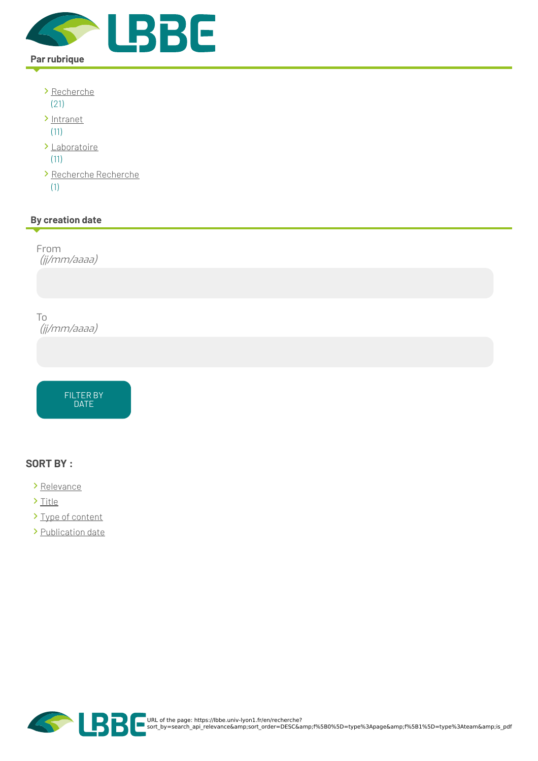**Par rubrique**

- Recherche (21)
- Intranet (11)
- Laboratoire (11)
- Recherche Recherche (1)

**By creation date**

From
*(jj/mm/aaaa)*

To
*(jj/mm/aaaa)*

FILTER BY DATE

## SORT BY :

- Relevance
- Title
- Type of content
- Publication date

URL of the page: https://lbbe.univ-lyon1.fr/en/recherche?sort_by=search_api_relevance&amp;sort_order=DESC&amp;f%5B0%5D=type%3Apage&amp;f%5B1%5D=type%3Ateam&amp;is_pdf